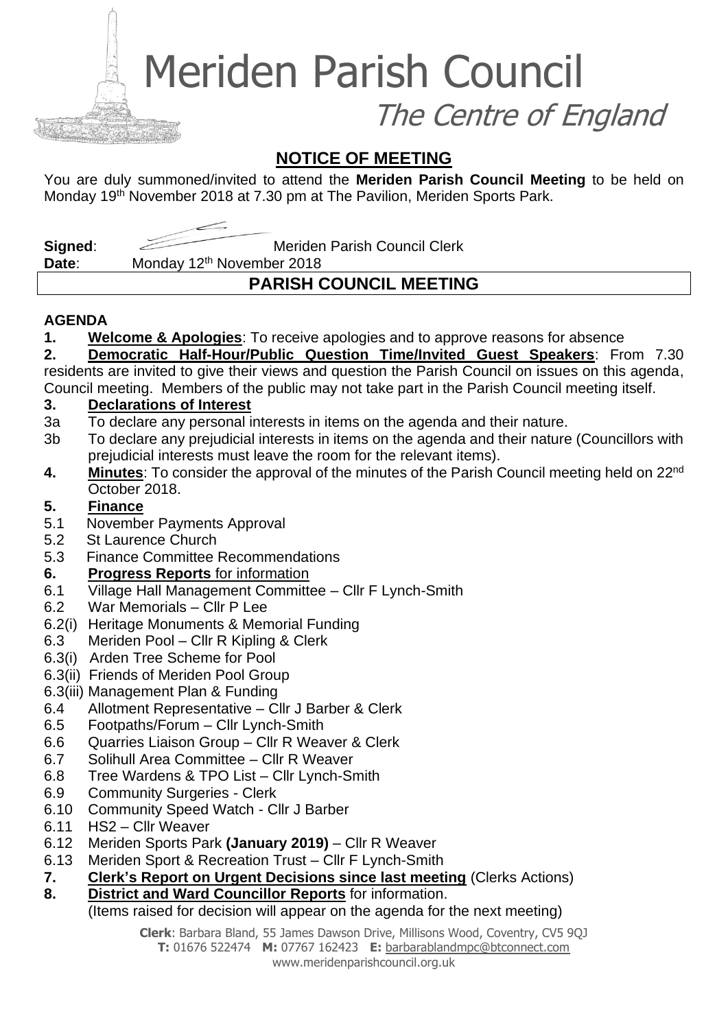# Meriden Parish Council

*The Centre of England*

## NOTICE OF MEETING

You are duly summoned/invited to attend the **Meriden Parish Council Meeting** to be held on Monday 19th November 2018 at 7.30 pm at The Pavilion, Meriden Sports Park.

**Signed**: Meriden Parish Council Clerk

**Date**: Monday 12th November 2018

## PARISH COUNCIL MEETING

**AGENDA**

**1. Welcome & Apologies**: To receive apologies and to approve reasons for absence

**2. Democratic Half-Hour/Public Question Time/Invited Guest Speakers**: From 7.30 residents are invited to give their views and question the Parish Council on issues on this agenda, Council meeting. Members of the public may not take part in the Parish Council meeting itself.

**3. Declarations of Interest**

3a To declare any personal interests in items on the agenda and their nature.

3b To declare any prejudicial interests in items on the agenda and their nature (Councillors with prejudicial interests must leave the room for the relevant items).

**4. Minutes**: To consider the approval of the minutes of the Parish Council meeting held on 22nd October 2018.

**5. Finance**

5.1 November Payments Approval

5.2 St Laurence Church

5.3 Finance Committee Recommendations

**6. Progress Reports** for information

6.1 Village Hall Management Committee – Cllr F Lynch-Smith

6.2 War Memorials – Cllr P Lee

6.2(i) Heritage Monuments & Memorial Funding

6.3 Meriden Pool – Cllr R Kipling & Clerk

6.3(i) Arden Tree Scheme for Pool

6.3(ii) Friends of Meriden Pool Group

6.3(iii) Management Plan & Funding

6.4 Allotment Representative – Cllr J Barber & Clerk

6.5 Footpaths/Forum – Cllr Lynch-Smith

6.6 Quarries Liaison Group – Cllr R Weaver & Clerk

6.7 Solihull Area Committee – Cllr R Weaver

6.8 Tree Wardens & TPO List – Cllr Lynch-Smith

6.9 Community Surgeries - Clerk

6.10 Community Speed Watch - Cllr J Barber

6.11 HS2 – Cllr Weaver

6.12 Meriden Sports Park **(January 2019)** – Cllr R Weaver

6.13 Meriden Sport & Recreation Trust – Cllr F Lynch-Smith

**7. Clerk's Report on Urgent Decisions since last meeting** (Clerks Actions)

**8. District and Ward Councillor Reports** for information.
(Items raised for decision will appear on the agenda for the next meeting)

**Clerk**: Barbara Bland, 55 James Dawson Drive, Millisons Wood, Coventry, CV5 9QJ
**T:** 01676 522474 **M:** 07767 162423 **E:** barbarablandmpc@btconnect.com
www.meridenparishcouncil.org.uk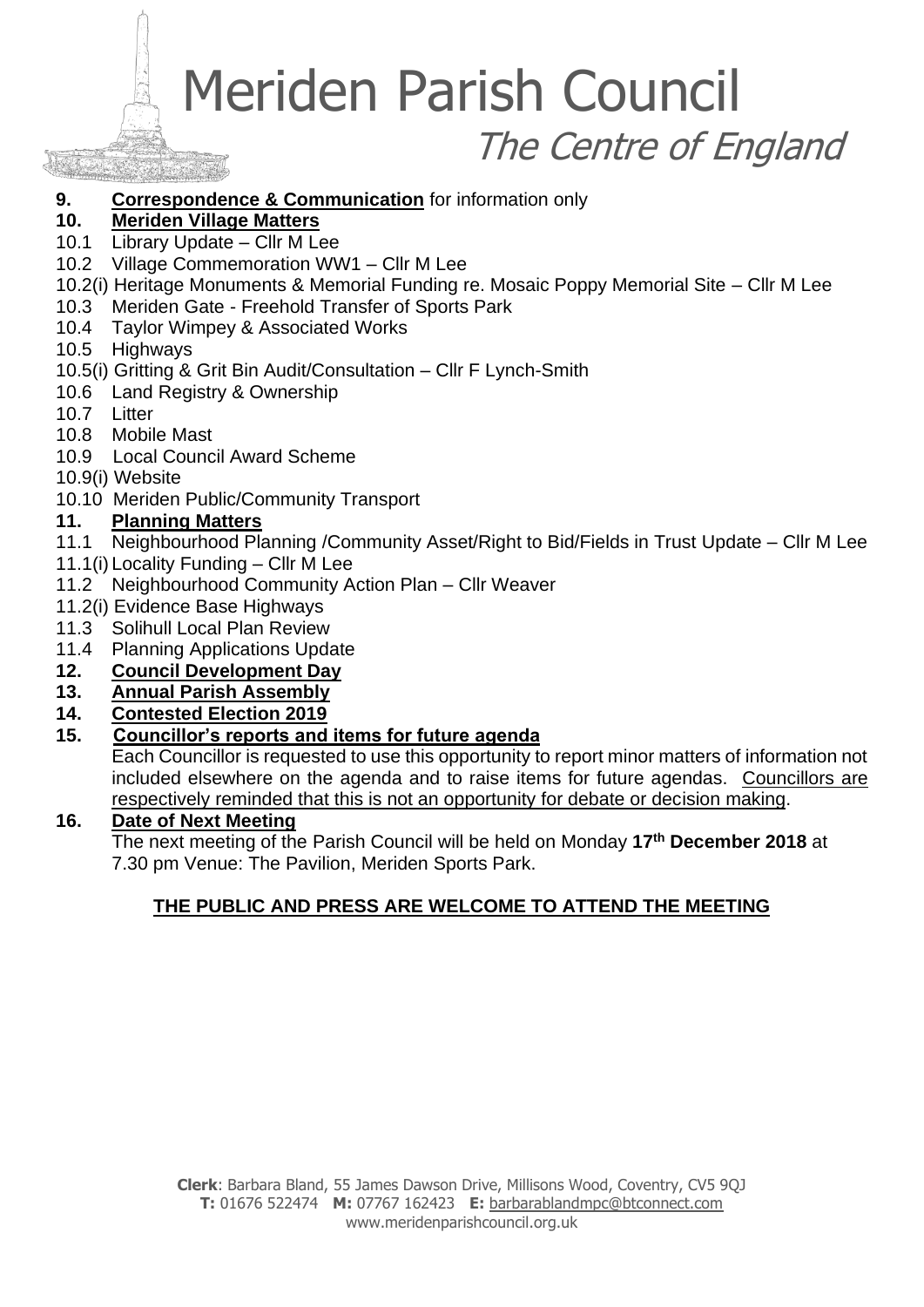# Meriden Parish Council

*The Centre of England*

**9. Correspondence & Communication** for information only

**10. Meriden Village Matters**

10.1 Library Update – Cllr M Lee
10.2 Village Commemoration WW1 – Cllr M Lee
10.2(i) Heritage Monuments & Memorial Funding re. Mosaic Poppy Memorial Site – Cllr M Lee
10.3 Meriden Gate - Freehold Transfer of Sports Park
10.4 Taylor Wimpey & Associated Works
10.5 Highways
10.5(i) Gritting & Grit Bin Audit/Consultation – Cllr F Lynch-Smith
10.6 Land Registry & Ownership
10.7 Litter
10.8 Mobile Mast
10.9 Local Council Award Scheme
10.9(i) Website
10.10 Meriden Public/Community Transport

**11. Planning Matters**

11.1 Neighbourhood Planning /Community Asset/Right to Bid/Fields in Trust Update – Cllr M Lee
11.1(i) Locality Funding – Cllr M Lee
11.2 Neighbourhood Community Action Plan – Cllr Weaver
11.2(i) Evidence Base Highways
11.3 Solihull Local Plan Review
11.4 Planning Applications Update

**12. Council Development Day**

**13. Annual Parish Assembly**

**14. Contested Election 2019**

**15. Councillor's reports and items for future agenda**

Each Councillor is requested to use this opportunity to report minor matters of information not included elsewhere on the agenda and to raise items for future agendas. Councillors are respectively reminded that this is not an opportunity for debate or decision making.

**16. Date of Next Meeting**

The next meeting of the Parish Council will be held on Monday **17th December 2018** at 7.30 pm Venue: The Pavilion, Meriden Sports Park.

**THE PUBLIC AND PRESS ARE WELCOME TO ATTEND THE MEETING**

**Clerk**: Barbara Bland, 55 James Dawson Drive, Millisons Wood, Coventry, CV5 9QJ
**T:** 01676 522474 **M:** 07767 162423 **E:** barbarablandmpc@btconnect.com
www.meridenparishcouncil.org.uk